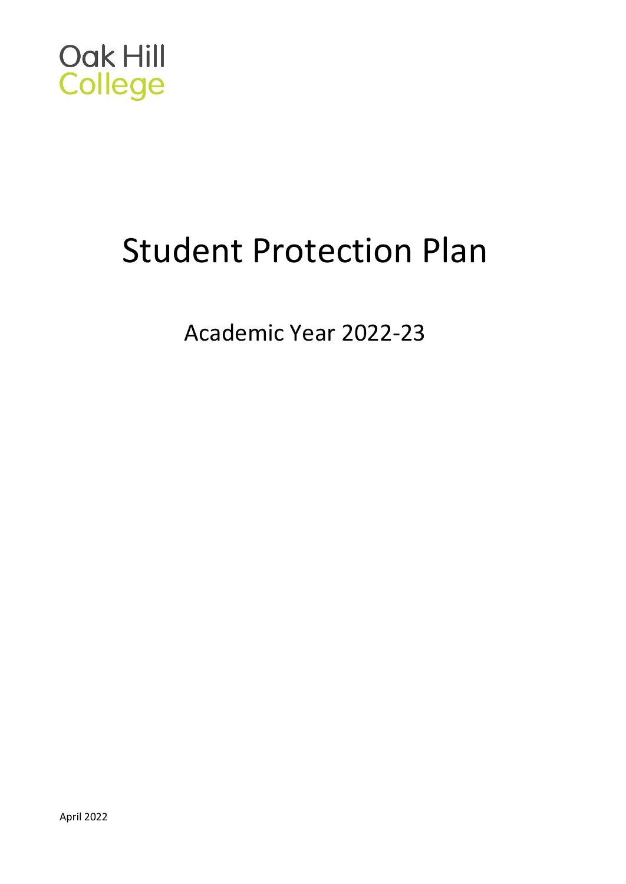Oak Hill
College

# Student Protection Plan

## Academic Year 2022-23

April 2022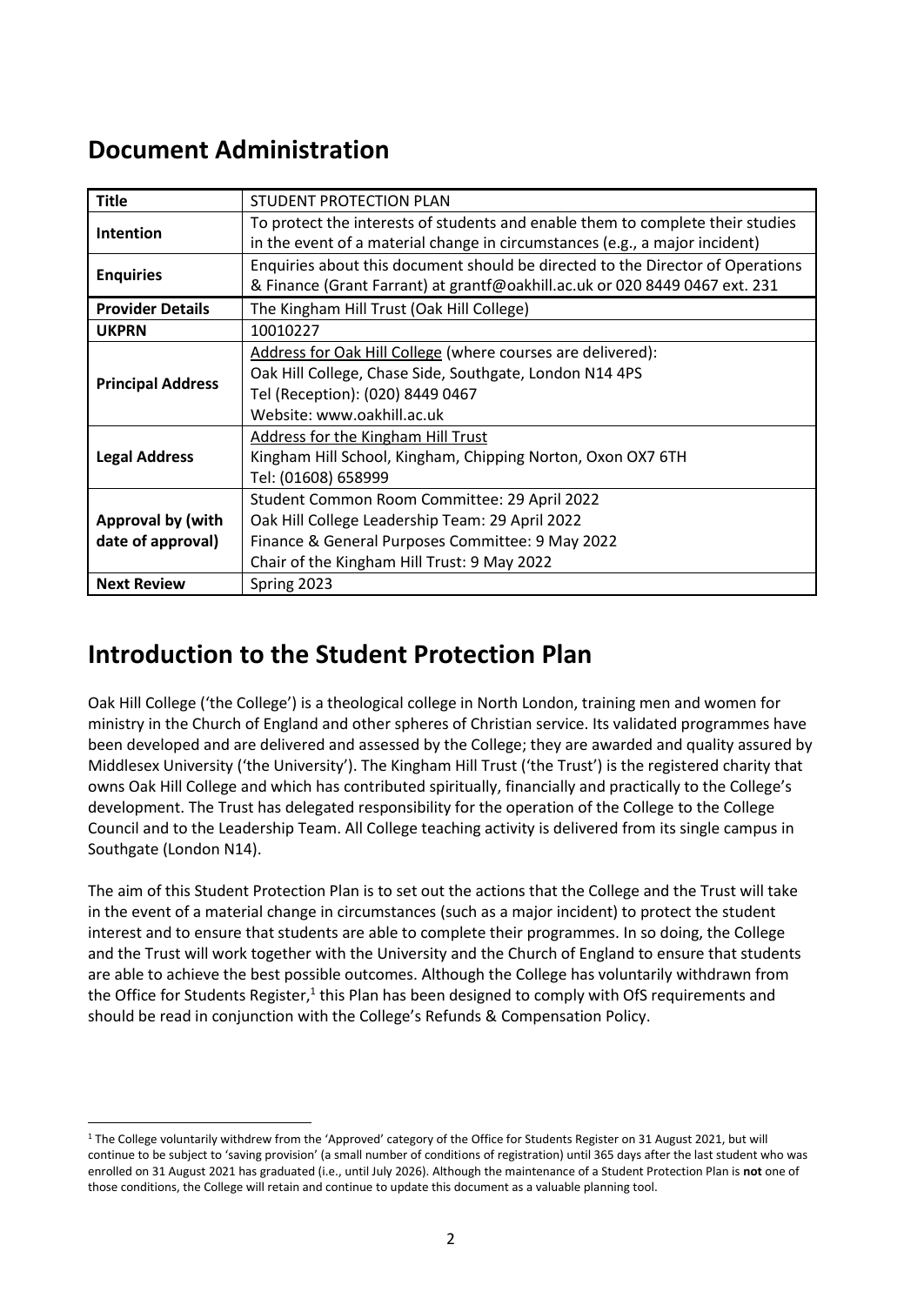## Document Administration

| Title | STUDENT PROTECTION PLAN |
|---|---|
| **Intention** | To protect the interests of students and enable them to complete their studies in the event of a material change in circumstances (e.g., a major incident) |
| **Enquiries** | Enquiries about this document should be directed to the Director of Operations & Finance (Grant Farrant) at grantf@oakhill.ac.uk or 020 8449 0467 ext. 231 |
| **Provider Details** | The Kingham Hill Trust (Oak Hill College) |
| **UKPRN** | 10010227 |
| **Principal Address** | Address for Oak Hill College (where courses are delivered):<br>Oak Hill College, Chase Side, Southgate, London N14 4PS<br>Tel (Reception): (020) 8449 0467<br>Website: www.oakhill.ac.uk |
| **Legal Address** | Address for the Kingham Hill Trust<br>Kingham Hill School, Kingham, Chipping Norton, Oxon OX7 6TH<br>Tel: (01608) 658999 |
| **Approval by (with date of approval)** | Student Common Room Committee: 29 April 2022<br>Oak Hill College Leadership Team: 29 April 2022<br>Finance & General Purposes Committee: 9 May 2022<br>Chair of the Kingham Hill Trust: 9 May 2022 |
| **Next Review** | Spring 2023 |

## Introduction to the Student Protection Plan

Oak Hill College ('the College') is a theological college in North London, training men and women for ministry in the Church of England and other spheres of Christian service. Its validated programmes have been developed and are delivered and assessed by the College; they are awarded and quality assured by Middlesex University ('the University'). The Kingham Hill Trust ('the Trust') is the registered charity that owns Oak Hill College and which has contributed spiritually, financially and practically to the College's development. The Trust has delegated responsibility for the operation of the College to the College Council and to the Leadership Team. All College teaching activity is delivered from its single campus in Southgate (London N14).

The aim of this Student Protection Plan is to set out the actions that the College and the Trust will take in the event of a material change in circumstances (such as a major incident) to protect the student interest and to ensure that students are able to complete their programmes. In so doing, the College and the Trust will work together with the University and the Church of England to ensure that students are able to achieve the best possible outcomes. Although the College has voluntarily withdrawn from the Office for Students Register,[1] this Plan has been designed to comply with OfS requirements and should be read in conjunction with the College's Refunds & Compensation Policy.

[1] The College voluntarily withdrew from the 'Approved' category of the Office for Students Register on 31 August 2021, but will continue to be subject to 'saving provision' (a small number of conditions of registration) until 365 days after the last student who was enrolled on 31 August 2021 has graduated (i.e., until July 2026). Although the maintenance of a Student Protection Plan is **not** one of those conditions, the College will retain and continue to update this document as a valuable planning tool.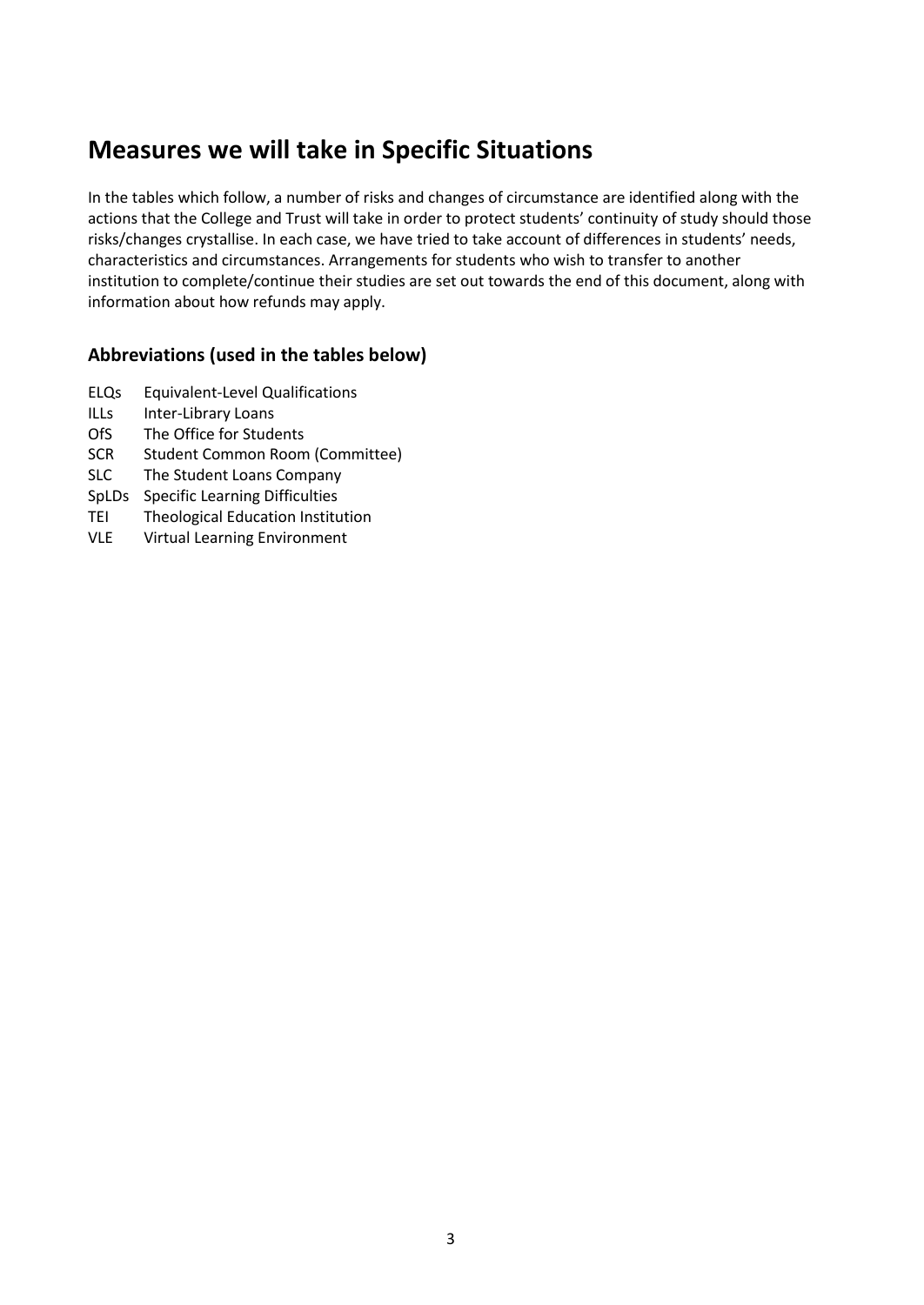## Measures we will take in Specific Situations

In the tables which follow, a number of risks and changes of circumstance are identified along with the actions that the College and Trust will take in order to protect students' continuity of study should those risks/changes crystallise. In each case, we have tried to take account of differences in students' needs, characteristics and circumstances. Arrangements for students who wish to transfer to another institution to complete/continue their studies are set out towards the end of this document, along with information about how refunds may apply.

### Abbreviations (used in the tables below)

| | |
|---|---|
| ELQs | Equivalent-Level Qualifications |
| ILLs | Inter-Library Loans |
| OfS | The Office for Students |
| SCR | Student Common Room (Committee) |
| SLC | The Student Loans Company |
| SpLDs | Specific Learning Difficulties |
| TEI | Theological Education Institution |
| VLE | Virtual Learning Environment |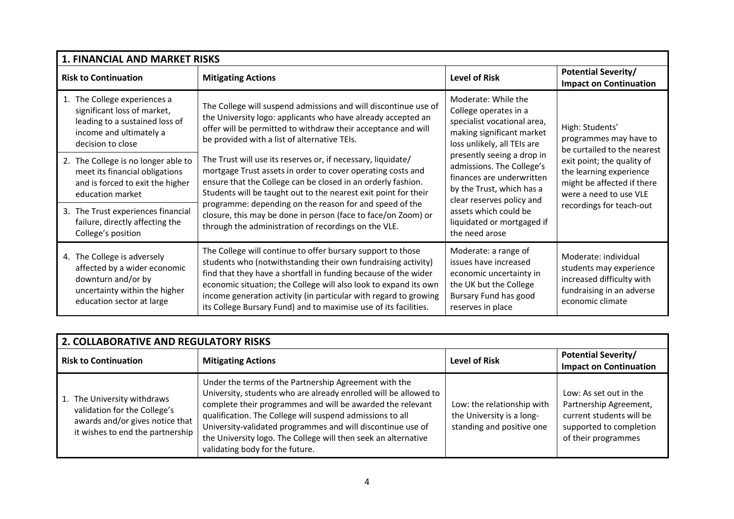## 1. FINANCIAL AND MARKET RISKS

| Risk to Continuation | Mitigating Actions | Level of Risk | Potential Severity/ Impact on Continuation |
|---|---|---|---|
| 1. The College experiences a significant loss of market, leading to a sustained loss of income and ultimately a decision to close | The College will suspend admissions and will discontinue use of the University logo: applicants who have already accepted an offer will be permitted to withdraw their acceptance and will be provided with a list of alternative TEIs. | Moderate: While the College operates in a specialist vocational area, making significant market loss unlikely, all TEIs are presently seeing a drop in admissions. The College's finances are underwritten by the Trust, which has a clear reserves policy and assets which could be liquidated or mortgaged if the need arose | High: Students' programmes may have to be curtailed to the nearest exit point; the quality of the learning experience might be affected if there were a need to use VLE recordings for teach-out |
| 2. The College is no longer able to meet its financial obligations and is forced to exit the higher education market | The Trust will use its reserves or, if necessary, liquidate/ mortgage Trust assets in order to cover operating costs and ensure that the College can be closed in an orderly fashion. Students will be taught out to the nearest exit point for their programme: depending on the reason for and speed of the closure, this may be done in person (face to face/on Zoom) or through the administration of recordings on the VLE. | | |
| 3. The Trust experiences financial failure, directly affecting the College's position | | | |
| 4. The College is adversely affected by a wider economic downturn and/or by uncertainty within the higher education sector at large | The College will continue to offer bursary support to those students who (notwithstanding their own fundraising activity) find that they have a shortfall in funding because of the wider economic situation; the College will also look to expand its own income generation activity (in particular with regard to growing its College Bursary Fund) and to maximise use of its facilities. | Moderate: a range of issues have increased economic uncertainty in the UK but the College Bursary Fund has good reserves in place | Moderate: individual students may experience increased difficulty with fundraising in an adverse economic climate |

## 2. COLLABORATIVE AND REGULATORY RISKS

| Risk to Continuation | Mitigating Actions | Level of Risk | Potential Severity/ Impact on Continuation |
|---|---|---|---|
| 1. The University withdraws validation for the College's awards and/or gives notice that it wishes to end the partnership | Under the terms of the Partnership Agreement with the University, students who are already enrolled will be allowed to complete their programmes and will be awarded the relevant qualification. The College will suspend admissions to all University-validated programmes and will discontinue use of the University logo. The College will then seek an alternative validating body for the future. | Low: the relationship with the University is a long-standing and positive one | Low: As set out in the Partnership Agreement, current students will be supported to completion of their programmes |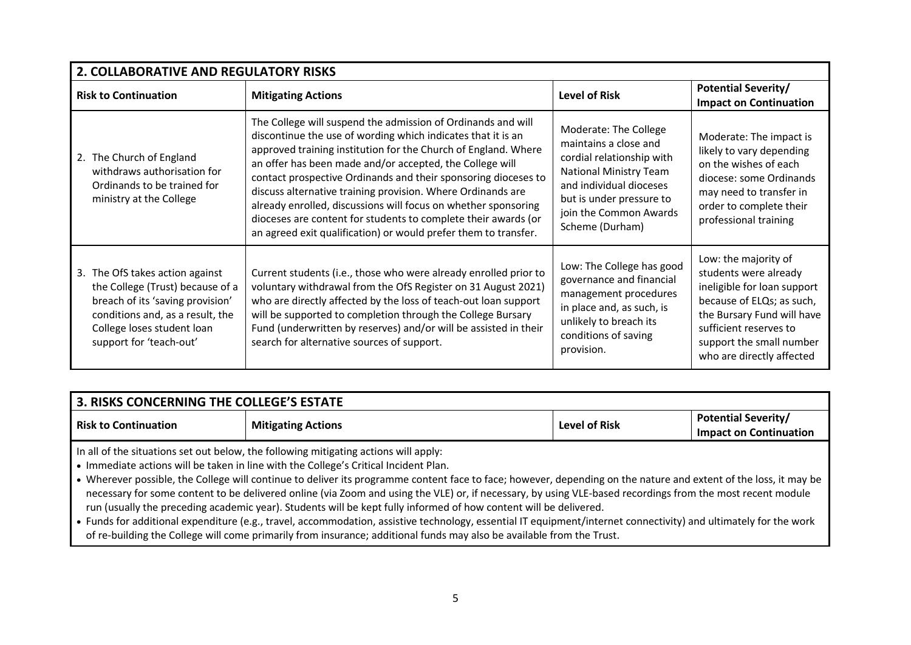## 2. COLLABORATIVE AND REGULATORY RISKS

| Risk to Continuation | Mitigating Actions | Level of Risk | Potential Severity/ Impact on Continuation |
|---|---|---|---|
| 2. The Church of England withdraws authorisation for Ordinands to be trained for ministry at the College | The College will suspend the admission of Ordinands and will discontinue the use of wording which indicates that it is an approved training institution for the Church of England. Where an offer has been made and/or accepted, the College will contact prospective Ordinands and their sponsoring dioceses to discuss alternative training provision. Where Ordinands are already enrolled, discussions will focus on whether sponsoring dioceses are content for students to complete their awards (or an agreed exit qualification) or would prefer them to transfer. | Moderate: The College maintains a close and cordial relationship with National Ministry Team and individual dioceses but is under pressure to join the Common Awards Scheme (Durham) | Moderate: The impact is likely to vary depending on the wishes of each diocese: some Ordinands may need to transfer in order to complete their professional training |
| 3. The OfS takes action against the College (Trust) because of a breach of its 'saving provision' conditions and, as a result, the College loses student loan support for 'teach-out' | Current students (i.e., those who were already enrolled prior to voluntary withdrawal from the OfS Register on 31 August 2021) who are directly affected by the loss of teach-out loan support will be supported to completion through the College Bursary Fund (underwritten by reserves) and/or will be assisted in their search for alternative sources of support. | Low: The College has good governance and financial management procedures in place and, as such, is unlikely to breach its conditions of saving provision. | Low: the majority of students were already ineligible for loan support because of ELQs; as such, the Bursary Fund will have sufficient reserves to support the small number who are directly affected |

## 3. RISKS CONCERNING THE COLLEGE'S ESTATE

| Risk to Continuation | Mitigating Actions | Level of Risk | Potential Severity/ Impact on Continuation |
|---|---|---|---|

In all of the situations set out below, the following mitigating actions will apply:

- Immediate actions will be taken in line with the College's Critical Incident Plan.
- Wherever possible, the College will continue to deliver its programme content face to face; however, depending on the nature and extent of the loss, it may be necessary for some content to be delivered online (via Zoom and using the VLE) or, if necessary, by using VLE-based recordings from the most recent module run (usually the preceding academic year). Students will be kept fully informed of how content will be delivered.
- Funds for additional expenditure (e.g., travel, accommodation, assistive technology, essential IT equipment/internet connectivity) and ultimately for the work of re-building the College will come primarily from insurance; additional funds may also be available from the Trust.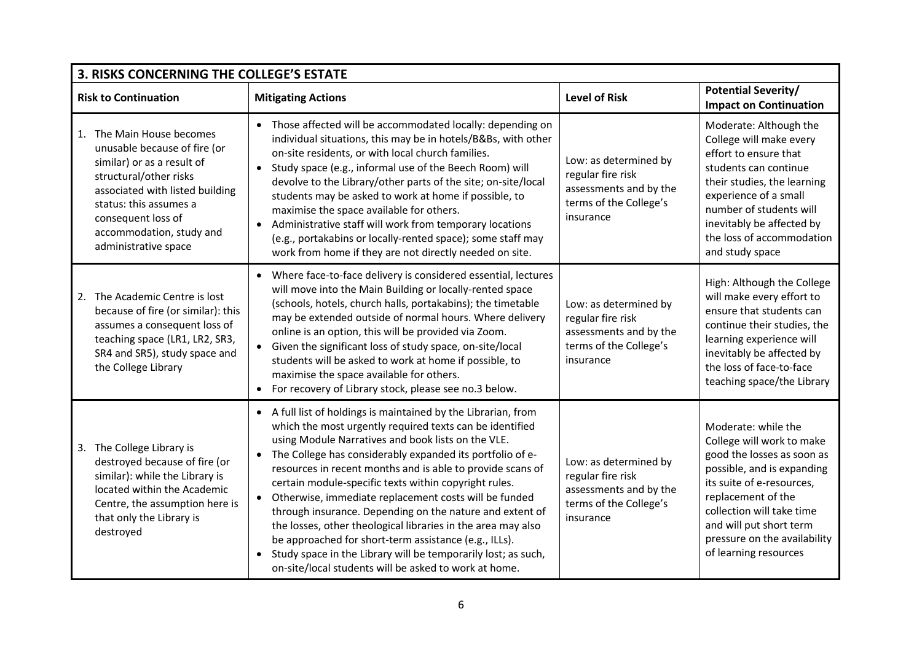| 3. RISKS CONCERNING THE COLLEGE'S ESTATE | | | |
|---|---|---|---|
| **Risk to Continuation** | **Mitigating Actions** | **Level of Risk** | **Potential Severity/ Impact on Continuation** |
| 1. The Main House becomes unusable because of fire (or similar) or as a result of structural/other risks associated with listed building status: this assumes a consequent loss of accommodation, study and administrative space | • Those affected will be accommodated locally: depending on individual situations, this may be in hotels/B&Bs, with other on-site residents, or with local church families.<br>• Study space (e.g., informal use of the Beech Room) will devolve to the Library/other parts of the site; on-site/local students may be asked to work at home if possible, to maximise the space available for others.<br>• Administrative staff will work from temporary locations (e.g., portakabins or locally-rented space); some staff may work from home if they are not directly needed on site. | Low: as determined by regular fire risk assessments and by the terms of the College's insurance | Moderate: Although the College will make every effort to ensure that students can continue their studies, the learning experience of a small number of students will inevitably be affected by the loss of accommodation and study space |
| 2. The Academic Centre is lost because of fire (or similar): this assumes a consequent loss of teaching space (LR1, LR2, SR3, SR4 and SR5), study space and the College Library | • Where face-to-face delivery is considered essential, lectures will move into the Main Building or locally-rented space (schools, hotels, church halls, portakabins); the timetable may be extended outside of normal hours. Where delivery online is an option, this will be provided via Zoom.<br>• Given the significant loss of study space, on-site/local students will be asked to work at home if possible, to maximise the space available for others.<br>• For recovery of Library stock, please see no.3 below. | Low: as determined by regular fire risk assessments and by the terms of the College's insurance | High: Although the College will make every effort to ensure that students can continue their studies, the learning experience will inevitably be affected by the loss of face-to-face teaching space/the Library |
| 3. The College Library is destroyed because of fire (or similar): while the Library is located within the Academic Centre, the assumption here is that only the Library is destroyed | • A full list of holdings is maintained by the Librarian, from which the most urgently required texts can be identified using Module Narratives and book lists on the VLE.<br>• The College has considerably expanded its portfolio of e-resources in recent months and is able to provide scans of certain module-specific texts within copyright rules.<br>• Otherwise, immediate replacement costs will be funded through insurance. Depending on the nature and extent of the losses, other theological libraries in the area may also be approached for short-term assistance (e.g., ILLs).<br>• Study space in the Library will be temporarily lost; as such, on-site/local students will be asked to work at home. | Low: as determined by regular fire risk assessments and by the terms of the College's insurance | Moderate: while the College will work to make good the losses as soon as possible, and is expanding its suite of e-resources, replacement of the collection will take time and will put short term pressure on the availability of learning resources |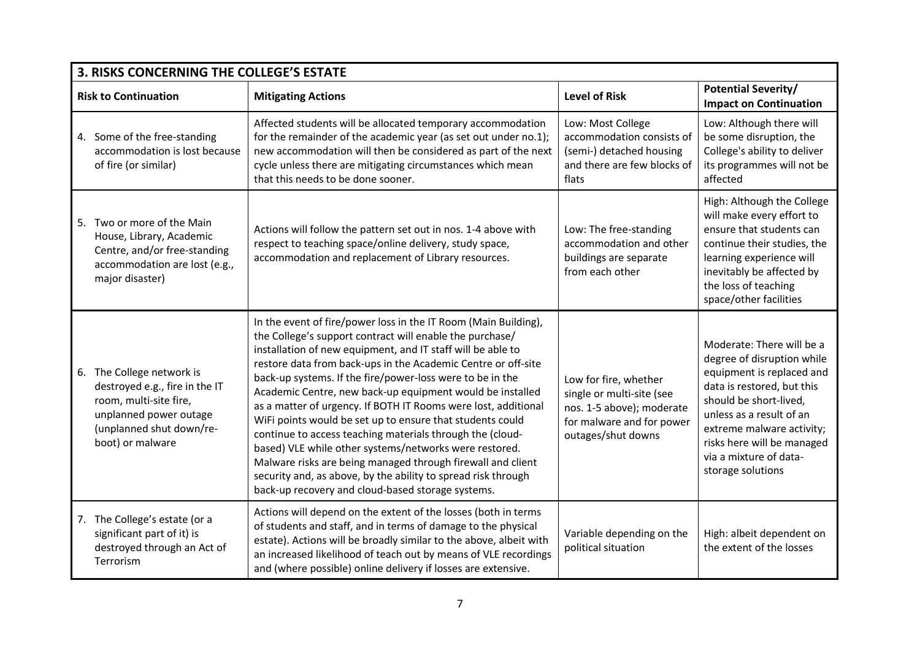| 3. RISKS CONCERNING THE COLLEGE'S ESTATE | | | |
|---|---|---|---|
| **Risk to Continuation** | **Mitigating Actions** | **Level of Risk** | **Potential Severity/ Impact on Continuation** |
| 4. Some of the free-standing accommodation is lost because of fire (or similar) | Affected students will be allocated temporary accommodation for the remainder of the academic year (as set out under no.1); new accommodation will then be considered as part of the next cycle unless there are mitigating circumstances which mean that this needs to be done sooner. | Low: Most College accommodation consists of (semi-) detached housing and there are few blocks of flats | Low: Although there will be some disruption, the College's ability to deliver its programmes will not be affected |
| 5. Two or more of the Main House, Library, Academic Centre, and/or free-standing accommodation are lost (e.g., major disaster) | Actions will follow the pattern set out in nos. 1-4 above with respect to teaching space/online delivery, study space, accommodation and replacement of Library resources. | Low: The free-standing accommodation and other buildings are separate from each other | High: Although the College will make every effort to ensure that students can continue their studies, the learning experience will inevitably be affected by the loss of teaching space/other facilities |
| 6. The College network is destroyed e.g., fire in the IT room, multi-site fire, unplanned power outage (unplanned shut down/re-boot) or malware | In the event of fire/power loss in the IT Room (Main Building), the College's support contract will enable the purchase/ installation of new equipment, and IT staff will be able to restore data from back-ups in the Academic Centre or off-site back-up systems. If the fire/power-loss were to be in the Academic Centre, new back-up equipment would be installed as a matter of urgency. If BOTH IT Rooms were lost, additional WiFi points would be set up to ensure that students could continue to access teaching materials through the (cloud-based) VLE while other systems/networks were restored. Malware risks are being managed through firewall and client security and, as above, by the ability to spread risk through back-up recovery and cloud-based storage systems. | Low for fire, whether single or multi-site (see nos. 1-5 above); moderate for malware and for power outages/shut downs | Moderate: There will be a degree of disruption while equipment is replaced and data is restored, but this should be short-lived, unless as a result of an extreme malware activity; risks here will be managed via a mixture of data-storage solutions |
| 7. The College's estate (or a significant part of it) is destroyed through an Act of Terrorism | Actions will depend on the extent of the losses (both in terms of students and staff, and in terms of damage to the physical estate). Actions will be broadly similar to the above, albeit with an increased likelihood of teach out by means of VLE recordings and (where possible) online delivery if losses are extensive. | Variable depending on the political situation | High: albeit dependent on the extent of the losses |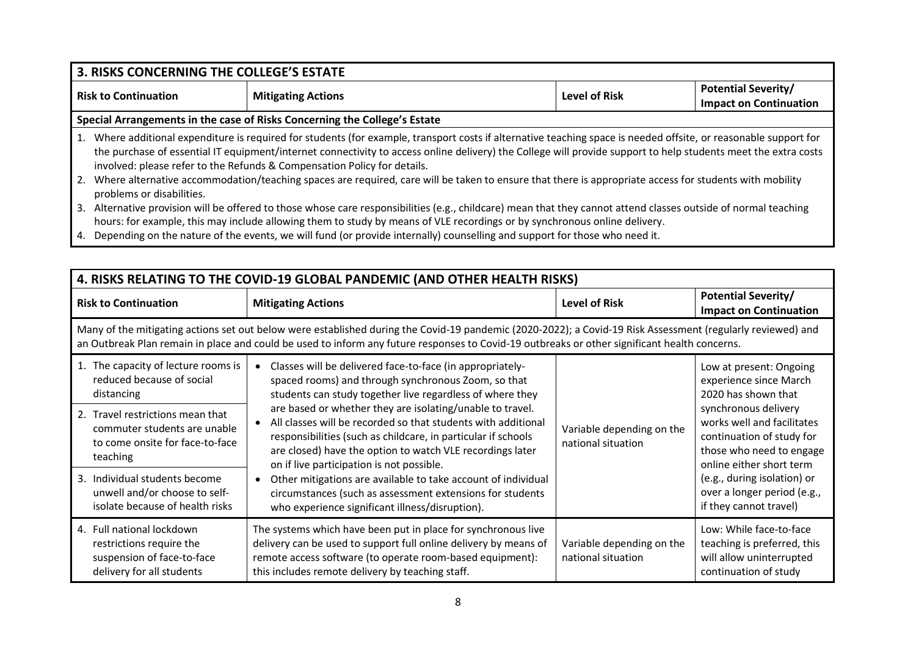## 3. RISKS CONCERNING THE COLLEGE'S ESTATE

| Risk to Continuation | Mitigating Actions | Level of Risk | Potential Severity/ Impact on Continuation |
|---|---|---|---|

**Special Arrangements in the case of Risks Concerning the College's Estate**

1. Where additional expenditure is required for students (for example, transport costs if alternative teaching space is needed offsite, or reasonable support for the purchase of essential IT equipment/internet connectivity to access online delivery) the College will provide support to help students meet the extra costs involved: please refer to the Refunds & Compensation Policy for details.
2. Where alternative accommodation/teaching spaces are required, care will be taken to ensure that there is appropriate access for students with mobility problems or disabilities.
3. Alternative provision will be offered to those whose care responsibilities (e.g., childcare) mean that they cannot attend classes outside of normal teaching hours: for example, this may include allowing them to study by means of VLE recordings or by synchronous online delivery.
4. Depending on the nature of the events, we will fund (or provide internally) counselling and support for those who need it.

## 4. RISKS RELATING TO THE COVID-19 GLOBAL PANDEMIC (AND OTHER HEALTH RISKS)

Many of the mitigating actions set out below were established during the Covid-19 pandemic (2020-2022); a Covid-19 Risk Assessment (regularly reviewed) and an Outbreak Plan remain in place and could be used to inform any future responses to Covid-19 outbreaks or other significant health concerns.

| Risk to Continuation | Mitigating Actions | Level of Risk | Potential Severity/ Impact on Continuation |
|---|---|---|---|
| 1. The capacity of lecture rooms is reduced because of social distancing<br>2. Travel restrictions mean that commuter students are unable to come onsite for face-to-face teaching<br>3. Individual students become unwell and/or choose to self-isolate because of health risks | • Classes will be delivered face-to-face (in appropriately-spaced rooms) and through synchronous Zoom, so that students can study together live regardless of where they are based or whether they are isolating/unable to travel.<br>• All classes will be recorded so that students with additional responsibilities (such as childcare, in particular if schools are closed) have the option to watch VLE recordings later on if live participation is not possible.<br>• Other mitigations are available to take account of individual circumstances (such as assessment extensions for students who experience significant illness/disruption). | Variable depending on the national situation | Low at present: Ongoing experience since March 2020 has shown that synchronous delivery works well and facilitates continuation of study for those who need to engage online either short term (e.g., during isolation) or over a longer period (e.g., if they cannot travel) |
| 4. Full national lockdown restrictions require the suspension of face-to-face delivery for all students | The systems which have been put in place for synchronous live delivery can be used to support full online delivery by means of remote access software (to operate room-based equipment): this includes remote delivery by teaching staff. | Variable depending on the national situation | Low: While face-to-face teaching is preferred, this will allow uninterrupted continuation of study |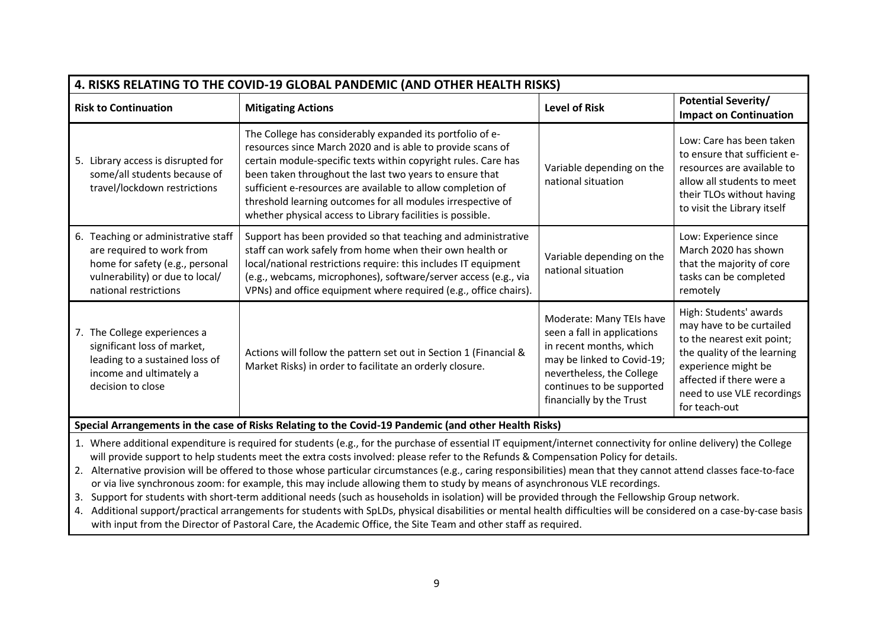## 4. RISKS RELATING TO THE COVID-19 GLOBAL PANDEMIC (AND OTHER HEALTH RISKS)

| Risk to Continuation | Mitigating Actions | Level of Risk | Potential Severity/ Impact on Continuation |
|---|---|---|---|
| 5. Library access is disrupted for some/all students because of travel/lockdown restrictions | The College has considerably expanded its portfolio of e-resources since March 2020 and is able to provide scans of certain module-specific texts within copyright rules. Care has been taken throughout the last two years to ensure that sufficient e-resources are available to allow completion of threshold learning outcomes for all modules irrespective of whether physical access to Library facilities is possible. | Variable depending on the national situation | Low: Care has been taken to ensure that sufficient e-resources are available to allow all students to meet their TLOs without having to visit the Library itself |
| 6. Teaching or administrative staff are required to work from home for safety (e.g., personal vulnerability) or due to local/ national restrictions | Support has been provided so that teaching and administrative staff can work safely from home when their own health or local/national restrictions require: this includes IT equipment (e.g., webcams, microphones), software/server access (e.g., via VPNs) and office equipment where required (e.g., office chairs). | Variable depending on the national situation | Low: Experience since March 2020 has shown that the majority of core tasks can be completed remotely |
| 7. The College experiences a significant loss of market, leading to a sustained loss of income and ultimately a decision to close | Actions will follow the pattern set out in Section 1 (Financial & Market Risks) in order to facilitate an orderly closure. | Moderate: Many TEIs have seen a fall in applications in recent months, which may be linked to Covid-19; nevertheless, the College continues to be supported financially by the Trust | High: Students' awards may have to be curtailed to the nearest exit point; the quality of the learning experience might be affected if there were a need to use VLE recordings for teach-out |

**Special Arrangements in the case of Risks Relating to the Covid-19 Pandemic (and other Health Risks)**

1. Where additional expenditure is required for students (e.g., for the purchase of essential IT equipment/internet connectivity for online delivery) the College will provide support to help students meet the extra costs involved: please refer to the Refunds & Compensation Policy for details.
2. Alternative provision will be offered to those whose particular circumstances (e.g., caring responsibilities) mean that they cannot attend classes face-to-face or via live synchronous zoom: for example, this may include allowing them to study by means of asynchronous VLE recordings.
3. Support for students with short-term additional needs (such as households in isolation) will be provided through the Fellowship Group network.
4. Additional support/practical arrangements for students with SpLDs, physical disabilities or mental health difficulties will be considered on a case-by-case basis with input from the Director of Pastoral Care, the Academic Office, the Site Team and other staff as required.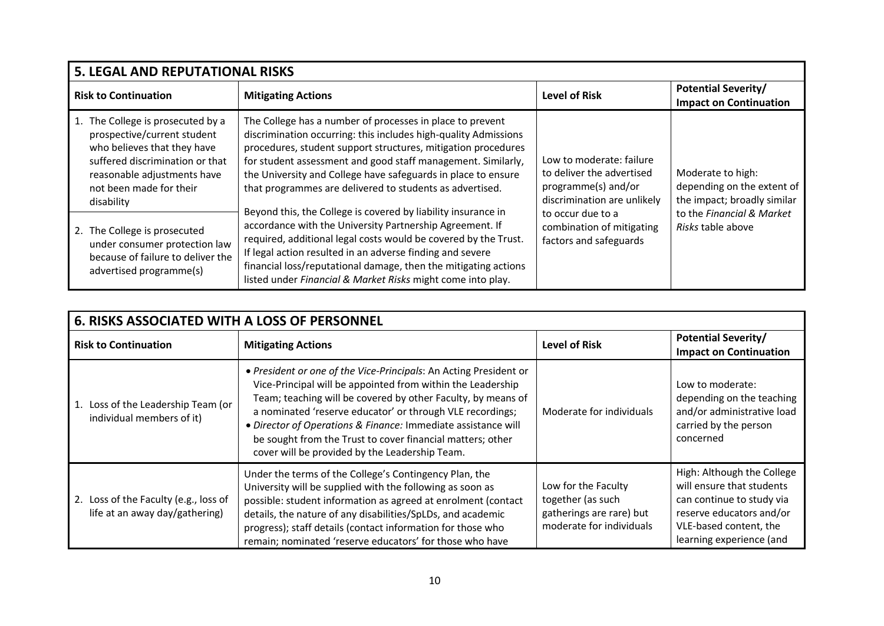## 5. LEGAL AND REPUTATIONAL RISKS

| Risk to Continuation | Mitigating Actions | Level of Risk | Potential Severity/ Impact on Continuation |
|---|---|---|---|
| 1. The College is prosecuted by a prospective/current student who believes that they have suffered discrimination or that reasonable adjustments have not been made for their disability | The College has a number of processes in place to prevent discrimination occurring: this includes high-quality Admissions procedures, student support structures, mitigation procedures for student assessment and good staff management. Similarly, the University and College have safeguards in place to ensure that programmes are delivered to students as advertised. | Low to moderate: failure to deliver the advertised programme(s) and/or discrimination are unlikely to occur due to a combination of mitigating factors and safeguards | Moderate to high: depending on the extent of the impact; broadly similar to the *Financial & Market Risks* table above |
| 2. The College is prosecuted under consumer protection law because of failure to deliver the advertised programme(s) | Beyond this, the College is covered by liability insurance in accordance with the University Partnership Agreement. If required, additional legal costs would be covered by the Trust. If legal action resulted in an adverse finding and severe financial loss/reputational damage, then the mitigating actions listed under *Financial & Market Risks* might come into play. | | |

## 6. RISKS ASSOCIATED WITH A LOSS OF PERSONNEL

| Risk to Continuation | Mitigating Actions | Level of Risk | Potential Severity/ Impact on Continuation |
|---|---|---|---|
| 1. Loss of the Leadership Team (or individual members of it) | • *President or one of the Vice-Principals*: An Acting President or Vice-Principal will be appointed from within the Leadership Team; teaching will be covered by other Faculty, by means of a nominated 'reserve educator' or through VLE recordings;<br>• *Director of Operations & Finance:* Immediate assistance will be sought from the Trust to cover financial matters; other cover will be provided by the Leadership Team. | Moderate for individuals | Low to moderate: depending on the teaching and/or administrative load carried by the person concerned |
| 2. Loss of the Faculty (e.g., loss of life at an away day/gathering) | Under the terms of the College's Contingency Plan, the University will be supplied with the following as soon as possible: student information as agreed at enrolment (contact details, the nature of any disabilities/SpLDs, and academic progress); staff details (contact information for those who remain; nominated 'reserve educators' for those who have | Low for the Faculty together (as such gatherings are rare) but moderate for individuals | High: Although the College will ensure that students can continue to study via reserve educators and/or VLE-based content, the learning experience (and |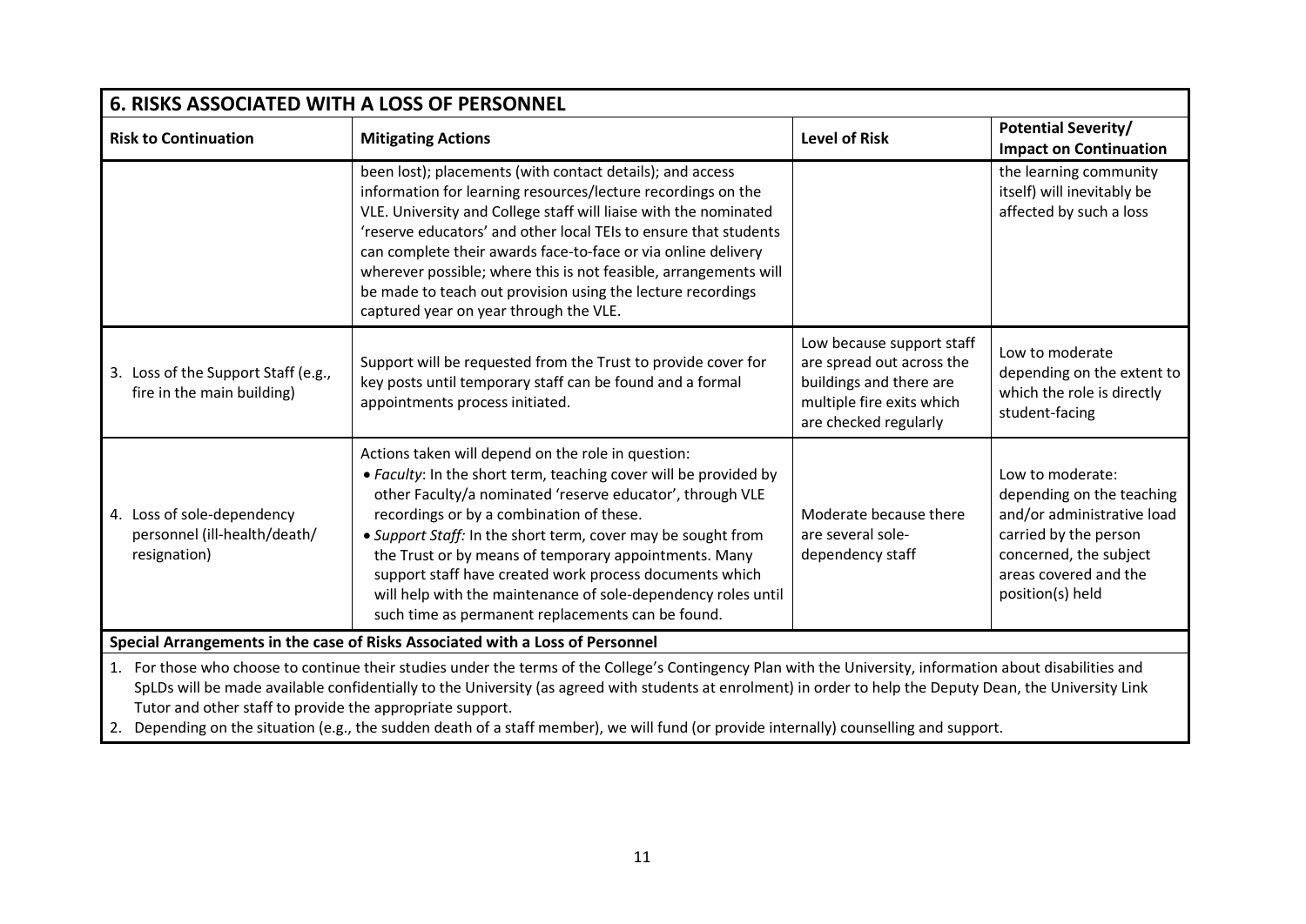## 6. RISKS ASSOCIATED WITH A LOSS OF PERSONNEL

| Risk to Continuation | Mitigating Actions | Level of Risk | Potential Severity/ Impact on Continuation |
|---|---|---|---|
| | been lost); placements (with contact details); and access information for learning resources/lecture recordings on the VLE. University and College staff will liaise with the nominated 'reserve educators' and other local TEIs to ensure that students can complete their awards face-to-face or via online delivery wherever possible; where this is not feasible, arrangements will be made to teach out provision using the lecture recordings captured year on year through the VLE. | | the learning community itself) will inevitably be affected by such a loss |
| 3. Loss of the Support Staff (e.g., fire in the main building) | Support will be requested from the Trust to provide cover for key posts until temporary staff can be found and a formal appointments process initiated. | Low because support staff are spread out across the buildings and there are multiple fire exits which are checked regularly | Low to moderate depending on the extent to which the role is directly student-facing |
| 4. Loss of sole-dependency personnel (ill-health/death/ resignation) | Actions taken will depend on the role in question:<br>• *Faculty*: In the short term, teaching cover will be provided by other Faculty/a nominated 'reserve educator', through VLE recordings or by a combination of these.<br>• *Support Staff:* In the short term, cover may be sought from the Trust or by means of temporary appointments. Many support staff have created work process documents which will help with the maintenance of sole-dependency roles until such time as permanent replacements can be found. | Moderate because there are several sole-dependency staff | Low to moderate: depending on the teaching and/or administrative load carried by the person concerned, the subject areas covered and the position(s) held |

**Special Arrangements in the case of Risks Associated with a Loss of Personnel**

1. For those who choose to continue their studies under the terms of the College's Contingency Plan with the University, information about disabilities and SpLDs will be made available confidentially to the University (as agreed with students at enrolment) in order to help the Deputy Dean, the University Link Tutor and other staff to provide the appropriate support.
2. Depending on the situation (e.g., the sudden death of a staff member), we will fund (or provide internally) counselling and support.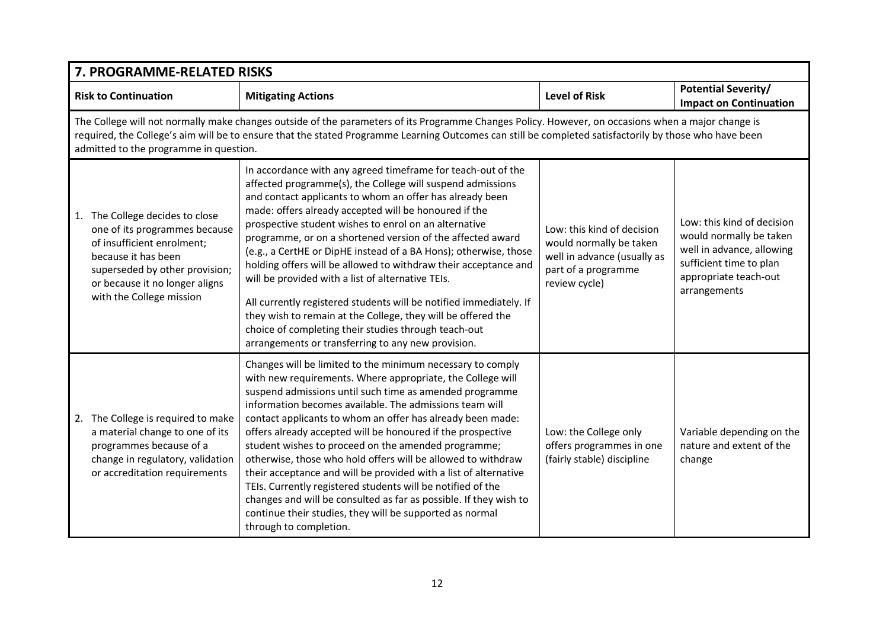## 7. PROGRAMME-RELATED RISKS

| Risk to Continuation | Mitigating Actions | Level of Risk | Potential Severity/ Impact on Continuation |
|---|---|---|---|
| The College will not normally make changes outside of the parameters of its Programme Changes Policy. However, on occasions when a major change is required, the College's aim will be to ensure that the stated Programme Learning Outcomes can still be completed satisfactorily by those who have been admitted to the programme in question. | | | |
| 1. The College decides to close one of its programmes because of insufficient enrolment; because it has been superseded by other provision; or because it no longer aligns with the College mission | In accordance with any agreed timeframe for teach-out of the affected programme(s), the College will suspend admissions and contact applicants to whom an offer has already been made: offers already accepted will be honoured if the prospective student wishes to enrol on an alternative programme, or on a shortened version of the affected award (e.g., a CertHE or DipHE instead of a BA Hons); otherwise, those holding offers will be allowed to withdraw their acceptance and will be provided with a list of alternative TEIs.<br><br>All currently registered students will be notified immediately. If they wish to remain at the College, they will be offered the choice of completing their studies through teach-out arrangements or transferring to any new provision. | Low: this kind of decision would normally be taken well in advance (usually as part of a programme review cycle) | Low: this kind of decision would normally be taken well in advance, allowing sufficient time to plan appropriate teach-out arrangements |
| 2. The College is required to make a material change to one of its programmes because of a change in regulatory, validation or accreditation requirements | Changes will be limited to the minimum necessary to comply with new requirements. Where appropriate, the College will suspend admissions until such time as amended programme information becomes available. The admissions team will contact applicants to whom an offer has already been made: offers already accepted will be honoured if the prospective student wishes to proceed on the amended programme; otherwise, those who hold offers will be allowed to withdraw their acceptance and will be provided with a list of alternative TEIs. Currently registered students will be notified of the changes and will be consulted as far as possible. If they wish to continue their studies, they will be supported as normal through to completion. | Low: the College only offers programmes in one (fairly stable) discipline | Variable depending on the nature and extent of the change |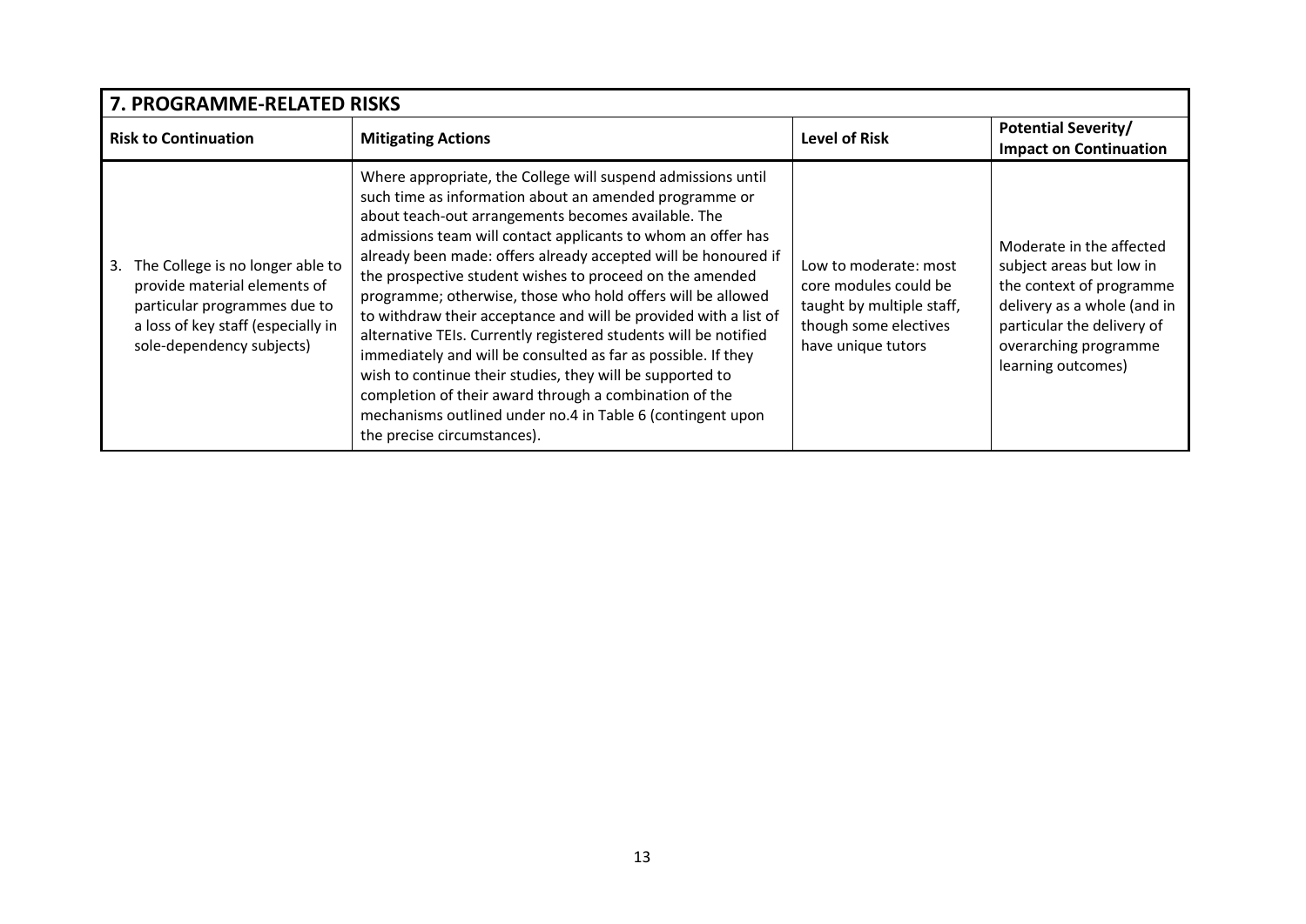| 7. PROGRAMME-RELATED RISKS | | | |
|---|---|---|---|
| **Risk to Continuation** | **Mitigating Actions** | **Level of Risk** | **Potential Severity/ Impact on Continuation** |
| 3. The College is no longer able to provide material elements of particular programmes due to a loss of key staff (especially in sole-dependency subjects) | Where appropriate, the College will suspend admissions until such time as information about an amended programme or about teach-out arrangements becomes available. The admissions team will contact applicants to whom an offer has already been made: offers already accepted will be honoured if the prospective student wishes to proceed on the amended programme; otherwise, those who hold offers will be allowed to withdraw their acceptance and will be provided with a list of alternative TEIs. Currently registered students will be notified immediately and will be consulted as far as possible. If they wish to continue their studies, they will be supported to completion of their award through a combination of the mechanisms outlined under no.4 in Table 6 (contingent upon the precise circumstances). | Low to moderate: most core modules could be taught by multiple staff, though some electives have unique tutors | Moderate in the affected subject areas but low in the context of programme delivery as a whole (and in particular the delivery of overarching programme learning outcomes) |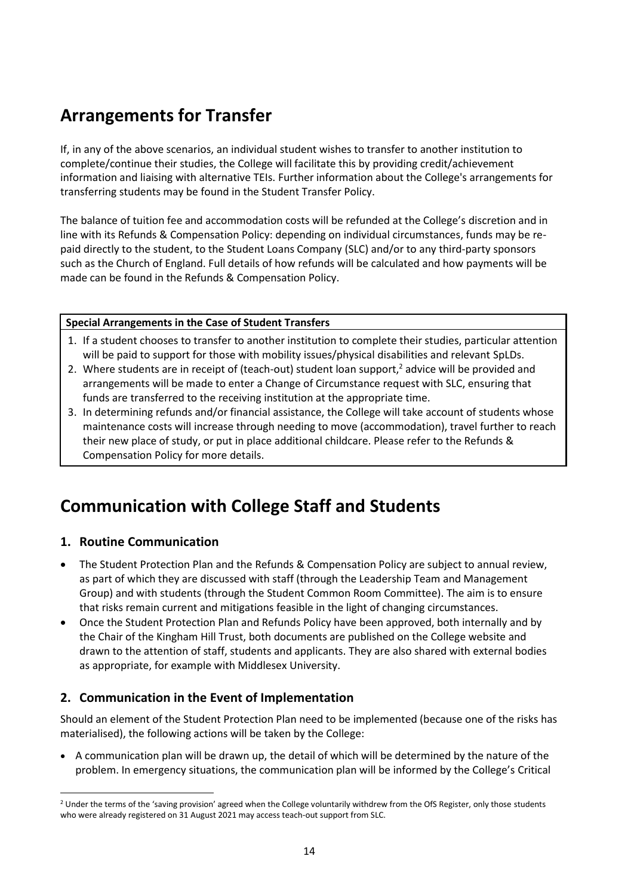## Arrangements for Transfer

If, in any of the above scenarios, an individual student wishes to transfer to another institution to complete/continue their studies, the College will facilitate this by providing credit/achievement information and liaising with alternative TEIs. Further information about the College's arrangements for transferring students may be found in the Student Transfer Policy.

The balance of tuition fee and accommodation costs will be refunded at the College's discretion and in line with its Refunds & Compensation Policy: depending on individual circumstances, funds may be re-paid directly to the student, to the Student Loans Company (SLC) and/or to any third-party sponsors such as the Church of England. Full details of how refunds will be calculated and how payments will be made can be found in the Refunds & Compensation Policy.

| **Special Arrangements in the Case of Student Transfers** |
| --- |
| 1. If a student chooses to transfer to another institution to complete their studies, particular attention will be paid to support for those with mobility issues/physical disabilities and relevant SpLDs.<br>2. Where students are in receipt of (teach-out) student loan support,[2] advice will be provided and arrangements will be made to enter a Change of Circumstance request with SLC, ensuring that funds are transferred to the receiving institution at the appropriate time.<br>3. In determining refunds and/or financial assistance, the College will take account of students whose maintenance costs will increase through needing to move (accommodation), travel further to reach their new place of study, or put in place additional childcare. Please refer to the Refunds & Compensation Policy for more details. |

## Communication with College Staff and Students

### 1. Routine Communication

- The Student Protection Plan and the Refunds & Compensation Policy are subject to annual review, as part of which they are discussed with staff (through the Leadership Team and Management Group) and with students (through the Student Common Room Committee). The aim is to ensure that risks remain current and mitigations feasible in the light of changing circumstances.
- Once the Student Protection Plan and Refunds Policy have been approved, both internally and by the Chair of the Kingham Hill Trust, both documents are published on the College website and drawn to the attention of staff, students and applicants. They are also shared with external bodies as appropriate, for example with Middlesex University.

### 2. Communication in the Event of Implementation

Should an element of the Student Protection Plan need to be implemented (because one of the risks has materialised), the following actions will be taken by the College:

- A communication plan will be drawn up, the detail of which will be determined by the nature of the problem. In emergency situations, the communication plan will be informed by the College's Critical

[2] Under the terms of the 'saving provision' agreed when the College voluntarily withdrew from the OfS Register, only those students who were already registered on 31 August 2021 may access teach-out support from SLC.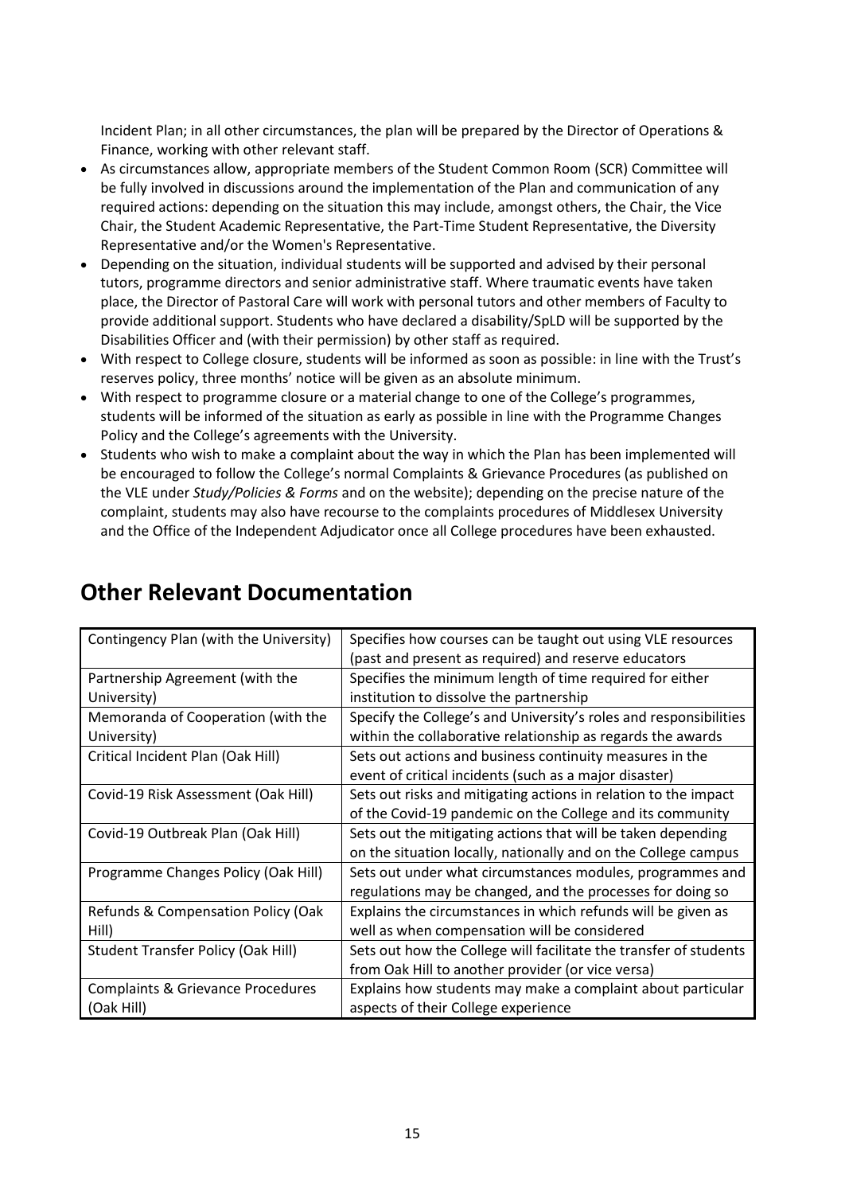Incident Plan; in all other circumstances, the plan will be prepared by the Director of Operations & Finance, working with other relevant staff.

- As circumstances allow, appropriate members of the Student Common Room (SCR) Committee will be fully involved in discussions around the implementation of the Plan and communication of any required actions: depending on the situation this may include, amongst others, the Chair, the Vice Chair, the Student Academic Representative, the Part-Time Student Representative, the Diversity Representative and/or the Women's Representative.
- Depending on the situation, individual students will be supported and advised by their personal tutors, programme directors and senior administrative staff. Where traumatic events have taken place, the Director of Pastoral Care will work with personal tutors and other members of Faculty to provide additional support. Students who have declared a disability/SpLD will be supported by the Disabilities Officer and (with their permission) by other staff as required.
- With respect to College closure, students will be informed as soon as possible: in line with the Trust's reserves policy, three months' notice will be given as an absolute minimum.
- With respect to programme closure or a material change to one of the College's programmes, students will be informed of the situation as early as possible in line with the Programme Changes Policy and the College's agreements with the University.
- Students who wish to make a complaint about the way in which the Plan has been implemented will be encouraged to follow the College's normal Complaints & Grievance Procedures (as published on the VLE under *Study/Policies & Forms* and on the website); depending on the precise nature of the complaint, students may also have recourse to the complaints procedures of Middlesex University and the Office of the Independent Adjudicator once all College procedures have been exhausted.

## Other Relevant Documentation

| | |
|---|---|
| Contingency Plan (with the University) | Specifies how courses can be taught out using VLE resources (past and present as required) and reserve educators |
| Partnership Agreement (with the University) | Specifies the minimum length of time required for either institution to dissolve the partnership |
| Memoranda of Cooperation (with the University) | Specify the College's and University's roles and responsibilities within the collaborative relationship as regards the awards |
| Critical Incident Plan (Oak Hill) | Sets out actions and business continuity measures in the event of critical incidents (such as a major disaster) |
| Covid-19 Risk Assessment (Oak Hill) | Sets out risks and mitigating actions in relation to the impact of the Covid-19 pandemic on the College and its community |
| Covid-19 Outbreak Plan (Oak Hill) | Sets out the mitigating actions that will be taken depending on the situation locally, nationally and on the College campus |
| Programme Changes Policy (Oak Hill) | Sets out under what circumstances modules, programmes and regulations may be changed, and the processes for doing so |
| Refunds & Compensation Policy (Oak Hill) | Explains the circumstances in which refunds will be given as well as when compensation will be considered |
| Student Transfer Policy (Oak Hill) | Sets out how the College will facilitate the transfer of students from Oak Hill to another provider (or vice versa) |
| Complaints & Grievance Procedures (Oak Hill) | Explains how students may make a complaint about particular aspects of their College experience |